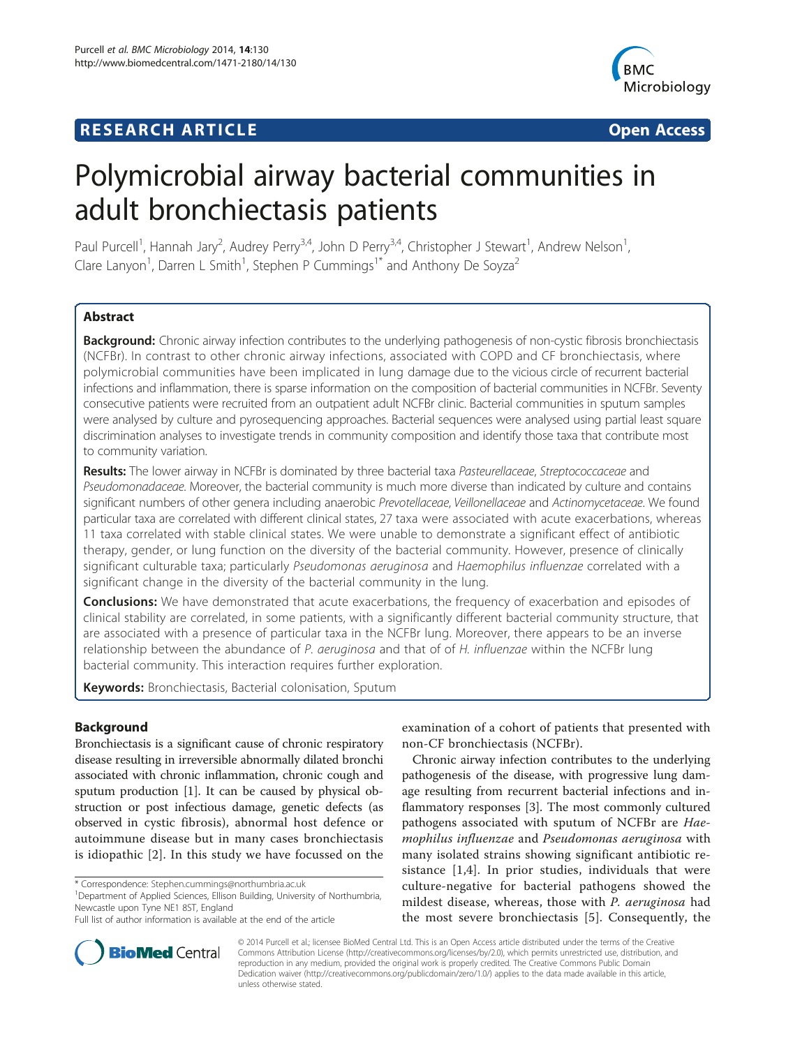## RESEARCH ARTICLE

**Open Access**

# Polymicrobial airway bacterial communities in adult bronchiectasis patients

Paul Purcell[1], Hannah Jary[2], Audrey Perry[3,4], John D Perry[3,4], Christopher J Stewart[1], Andrew Nelson[1], Clare Lanyon[1], Darren L Smith[1], Stephen P Cummings[1*] and Anthony De Soyza[2]

## Abstract

**Background:** Chronic airway infection contributes to the underlying pathogenesis of non-cystic fibrosis bronchiectasis (NCFBr). In contrast to other chronic airway infections, associated with COPD and CF bronchiectasis, where polymicrobial communities have been implicated in lung damage due to the vicious circle of recurrent bacterial infections and inflammation, there is sparse information on the composition of bacterial communities in NCFBr. Seventy consecutive patients were recruited from an outpatient adult NCFBr clinic. Bacterial communities in sputum samples were analysed by culture and pyrosequencing approaches. Bacterial sequences were analysed using partial least square discrimination analyses to investigate trends in community composition and identify those taxa that contribute most to community variation.

**Results:** The lower airway in NCFBr is dominated by three bacterial taxa *Pasteurellaceae*, *Streptococcaceae* and *Pseudomonadaceae*. Moreover, the bacterial community is much more diverse than indicated by culture and contains significant numbers of other genera including anaerobic *Prevotellaceae*, *Veillonellaceae* and *Actinomycetaceae*. We found particular taxa are correlated with different clinical states, 27 taxa were associated with acute exacerbations, whereas 11 taxa correlated with stable clinical states. We were unable to demonstrate a significant effect of antibiotic therapy, gender, or lung function on the diversity of the bacterial community. However, presence of clinically significant culturable taxa; particularly *Pseudomonas aeruginosa* and *Haemophilus influenzae* correlated with a significant change in the diversity of the bacterial community in the lung.

**Conclusions:** We have demonstrated that acute exacerbations, the frequency of exacerbation and episodes of clinical stability are correlated, in some patients, with a significantly different bacterial community structure, that are associated with a presence of particular taxa in the NCFBr lung. Moreover, there appears to be an inverse relationship between the abundance of *P. aeruginosa* and that of of *H. influenzae* within the NCFBr lung bacterial community. This interaction requires further exploration.

**Keywords:** Bronchiectasis, Bacterial colonisation, Sputum

## Background

Bronchiectasis is a significant cause of chronic respiratory disease resulting in irreversible abnormally dilated bronchi associated with chronic inflammation, chronic cough and sputum production [1]. It can be caused by physical obstruction or post infectious damage, genetic defects (as observed in cystic fibrosis), abnormal host defence or autoimmune disease but in many cases bronchiectasis is idiopathic [2]. In this study we have focussed on the examination of a cohort of patients that presented with non-CF bronchiectasis (NCFBr).

Chronic airway infection contributes to the underlying pathogenesis of the disease, with progressive lung damage resulting from recurrent bacterial infections and inflammatory responses [3]. The most commonly cultured pathogens associated with sputum of NCFBr are *Haemophilus influenzae* and *Pseudomonas aeruginosa* with many isolated strains showing significant antibiotic resistance [1,4]. In prior studies, individuals that were culture-negative for bacterial pathogens showed the mildest disease, whereas, those with *P. aeruginosa* had the most severe bronchiectasis [5]. Consequently, the

\* Correspondence: Stephen.cummings@northumbria.ac.uk
[1]Department of Applied Sciences, Ellison Building, University of Northumbria, Newcastle upon Tyne NE1 8ST, England
Full list of author information is available at the end of the article

© 2014 Purcell et al.; licensee BioMed Central Ltd. This is an Open Access article distributed under the terms of the Creative Commons Attribution License (http://creativecommons.org/licenses/by/2.0), which permits unrestricted use, distribution, and reproduction in any medium, provided the original work is properly credited. The Creative Commons Public Domain Dedication waiver (http://creativecommons.org/publicdomain/zero/1.0/) applies to the data made available in this article, unless otherwise stated.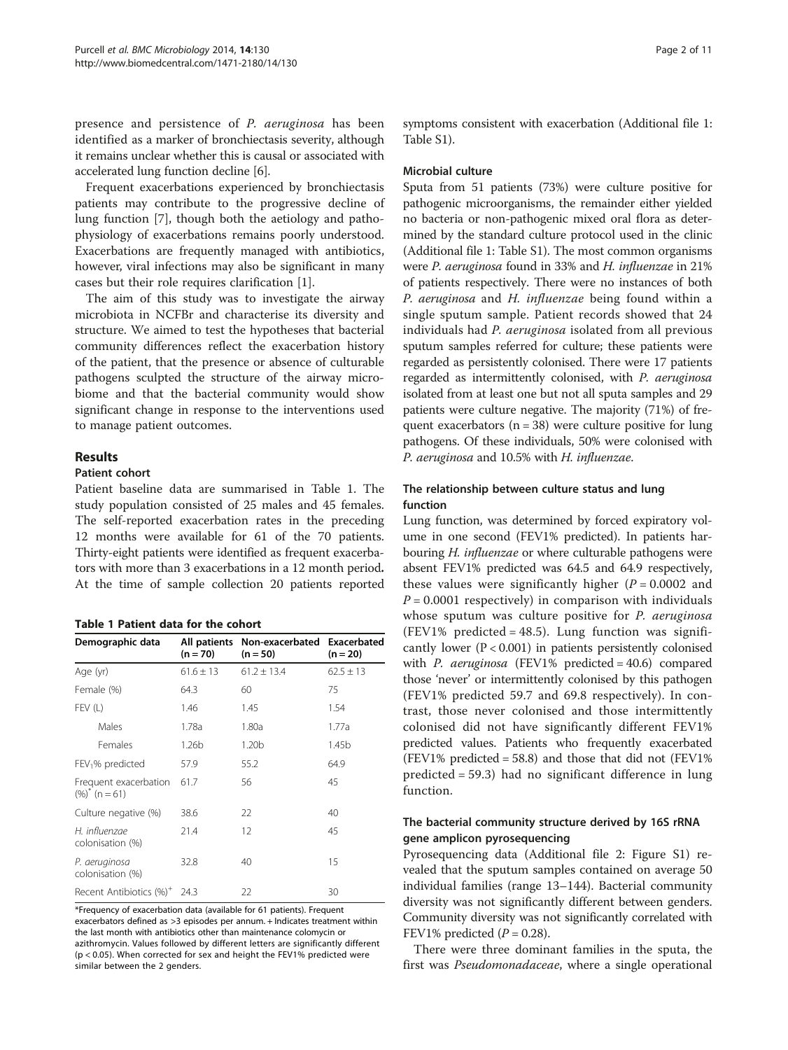presence and persistence of *P. aeruginosa* has been identified as a marker of bronchiectasis severity, although it remains unclear whether this is causal or associated with accelerated lung function decline [6].

Frequent exacerbations experienced by bronchiectasis patients may contribute to the progressive decline of lung function [7], though both the aetiology and pathophysiology of exacerbations remains poorly understood. Exacerbations are frequently managed with antibiotics, however, viral infections may also be significant in many cases but their role requires clarification [1].

The aim of this study was to investigate the airway microbiota in NCFBr and characterise its diversity and structure. We aimed to test the hypotheses that bacterial community differences reflect the exacerbation history of the patient, that the presence or absence of culturable pathogens sculpted the structure of the airway microbiome and that the bacterial community would show significant change in response to the interventions used to manage patient outcomes.

## Results

### Patient cohort

Patient baseline data are summarised in Table 1. The study population consisted of 25 males and 45 females. The self-reported exacerbation rates in the preceding 12 months were available for 61 of the 70 patients. Thirty-eight patients were identified as frequent exacerbators with more than 3 exacerbations in a 12 month period**.** At the time of sample collection 20 patients reported symptoms consistent with exacerbation (Additional file 1: Table S1).

**Table 1 Patient data for the cohort**

| Demographic data | All patients (n = 70) | Non-exacerbated (n = 50) | Exacerbated (n = 20) |
|---|---|---|---|
| Age (yr) | 61.6 ± 13 | 61.2 ± 13.4 | 62.5 ± 13 |
| Female (%) | 64.3 | 60 | 75 |
| FEV (L) | 1.46 | 1.45 | 1.54 |
| Males | 1.78a | 1.80a | 1.77a |
| Females | 1.26b | 1.20b | 1.45b |
| $FEV_1$% predicted | 57.9 | 55.2 | 64.9 |
| Frequent exacerbation (%)* (n = 61) | 61.7 | 56 | 45 |
| Culture negative (%) | 38.6 | 22 | 40 |
| *H. influenzae* colonisation (%) | 21.4 | 12 | 45 |
| *P. aeruginosa* colonisation (%) | 32.8 | 40 | 15 |
| Recent Antibiotics (%)+ | 24.3 | 22 | 30 |

*Frequency of exacerbation data (available for 61 patients). Frequent exacerbators defined as >3 episodes per annum. + Indicates treatment within the last month with antibiotics other than maintenance colomycin or azithromycin. Values followed by different letters are significantly different (p < 0.05). When corrected for sex and height the FEV1% predicted were similar between the 2 genders.

### Microbial culture

Sputa from 51 patients (73%) were culture positive for pathogenic microorganisms, the remainder either yielded no bacteria or non-pathogenic mixed oral flora as determined by the standard culture protocol used in the clinic (Additional file 1: Table S1). The most common organisms were *P. aeruginosa* found in 33% and *H. influenzae* in 21% of patients respectively. There were no instances of both *P. aeruginosa* and *H. influenzae* being found within a single sputum sample. Patient records showed that 24 individuals had *P. aeruginosa* isolated from all previous sputum samples referred for culture; these patients were regarded as persistently colonised. There were 17 patients regarded as intermittently colonised, with *P. aeruginosa* isolated from at least one but not all sputa samples and 29 patients were culture negative. The majority (71%) of frequent exacerbators (n = 38) were culture positive for lung pathogens. Of these individuals, 50% were colonised with *P. aeruginosa* and 10.5% with *H. influenzae*.

### The relationship between culture status and lung function

Lung function, was determined by forced expiratory volume in one second (FEV1% predicted). In patients harbouring *H. influenzae* or where culturable pathogens were absent FEV1% predicted was 64.5 and 64.9 respectively, these values were significantly higher ($P = 0.0002$ and $P = 0.0001$ respectively) in comparison with individuals whose sputum was culture positive for *P. aeruginosa* (FEV1% predicted = 48.5). Lung function was significantly lower ($P < 0.001$) in patients persistently colonised with *P. aeruginosa* (FEV1% predicted = 40.6) compared those 'never' or intermittently colonised by this pathogen (FEV1% predicted 59.7 and 69.8 respectively). In contrast, those never colonised and those intermittently colonised did not have significantly different FEV1% predicted values. Patients who frequently exacerbated (FEV1% predicted = 58.8) and those that did not (FEV1% predicted = 59.3) had no significant difference in lung function.

### The bacterial community structure derived by 16S rRNA gene amplicon pyrosequencing

Pyrosequencing data (Additional file 2: Figure S1) revealed that the sputum samples contained on average 50 individual families (range 13–144). Bacterial community diversity was not significantly different between genders. Community diversity was not significantly correlated with FEV1% predicted ($P = 0.28$).

There were three dominant families in the sputa, the first was *Pseudomonadaceae*, where a single operational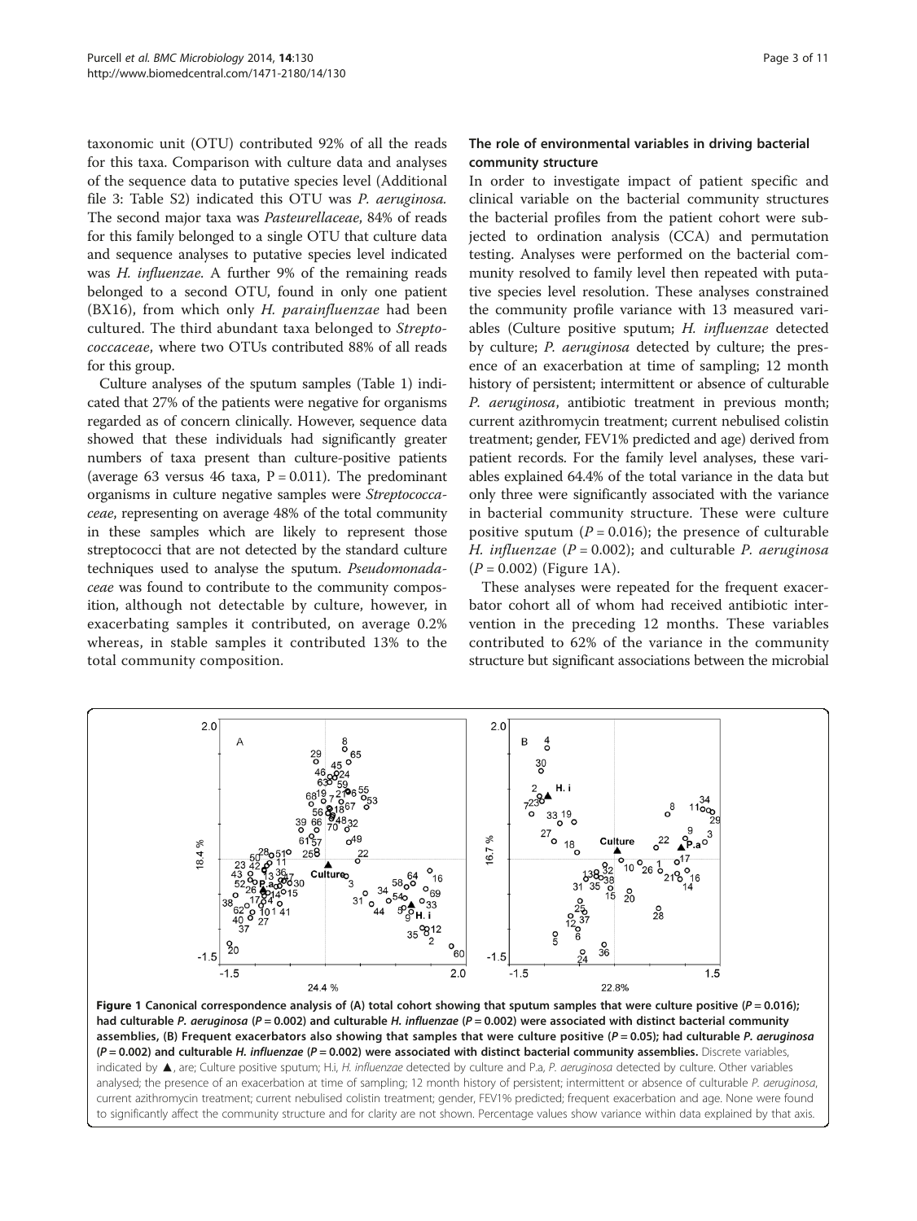taxonomic unit (OTU) contributed 92% of all the reads for this taxa. Comparison with culture data and analyses of the sequence data to putative species level (Additional file 3: Table S2) indicated this OTU was *P. aeruginosa*. The second major taxa was *Pasteurellaceae*, 84% of reads for this family belonged to a single OTU that culture data and sequence analyses to putative species level indicated was *H. influenzae*. A further 9% of the remaining reads belonged to a second OTU, found in only one patient (BX16), from which only *H. parainfluenzae* had been cultured. The third abundant taxa belonged to *Streptococcaceae*, where two OTUs contributed 88% of all reads for this group.

Culture analyses of the sputum samples (Table 1) indicated that 27% of the patients were negative for organisms regarded as of concern clinically. However, sequence data showed that these individuals had significantly greater numbers of taxa present than culture-positive patients (average 63 versus 46 taxa, $P = 0.011$). The predominant organisms in culture negative samples were *Streptococcaceae*, representing on average 48% of the total community in these samples which are likely to represent those streptococci that are not detected by the standard culture techniques used to analyse the sputum. *Pseudomonadaceae* was found to contribute to the community composition, although not detectable by culture, however, in exacerbating samples it contributed, on average 0.2% whereas, in stable samples it contributed 13% to the total community composition.

## The role of environmental variables in driving bacterial community structure

In order to investigate impact of patient specific and clinical variable on the bacterial community structures the bacterial profiles from the patient cohort were subjected to ordination analysis (CCA) and permutation testing. Analyses were performed on the bacterial community resolved to family level then repeated with putative species level resolution. These analyses constrained the community profile variance with 13 measured variables (Culture positive sputum; *H. influenzae* detected by culture; *P. aeruginosa* detected by culture; the presence of an exacerbation at time of sampling; 12 month history of persistent; intermittent or absence of culturable *P. aeruginosa*, antibiotic treatment in previous month; current azithromycin treatment; current nebulised colistin treatment; gender, FEV1% predicted and age) derived from patient records. For the family level analyses, these variables explained 64.4% of the total variance in the data but only three were significantly associated with the variance in bacterial community structure. These were culture positive sputum ($P = 0.016$); the presence of culturable *H. influenzae* ($P = 0.002$); and culturable *P. aeruginosa* ($P = 0.002$) (Figure 1A).

These analyses were repeated for the frequent exacerbator cohort all of whom had received antibiotic intervention in the preceding 12 months. These variables contributed to 62% of the variance in the community structure but significant associations between the microbial

**Figure 1 Canonical correspondence analysis of (A) total cohort showing that sputum samples that were culture positive ($P = 0.016$); had culturable *P. aeruginosa* ($P = 0.002$) and culturable *H. influenzae* ($P = 0.002$) were associated with distinct bacterial community assemblies, (B) Frequent exacerbators also showing that samples that were culture positive ($P = 0.05$); had culturable *P. aeruginosa* ($P = 0.002$) and culturable *H. influenzae* ($P = 0.002$) were associated with distinct bacterial community assemblies.** Discrete variables, indicated by ▲, are; Culture positive sputum; H.i, *H. influenzae* detected by culture and P.a, *P. aeruginosa* detected by culture. Other variables analysed; the presence of an exacerbation at time of sampling; 12 month history of persistent; intermittent or absence of culturable *P. aeruginosa*, current azithromycin treatment; current nebulised colistin treatment; gender, FEV1% predicted; frequent exacerbation and age. None were found to significantly affect the community structure and for clarity are not shown. Percentage values show variance within data explained by that axis.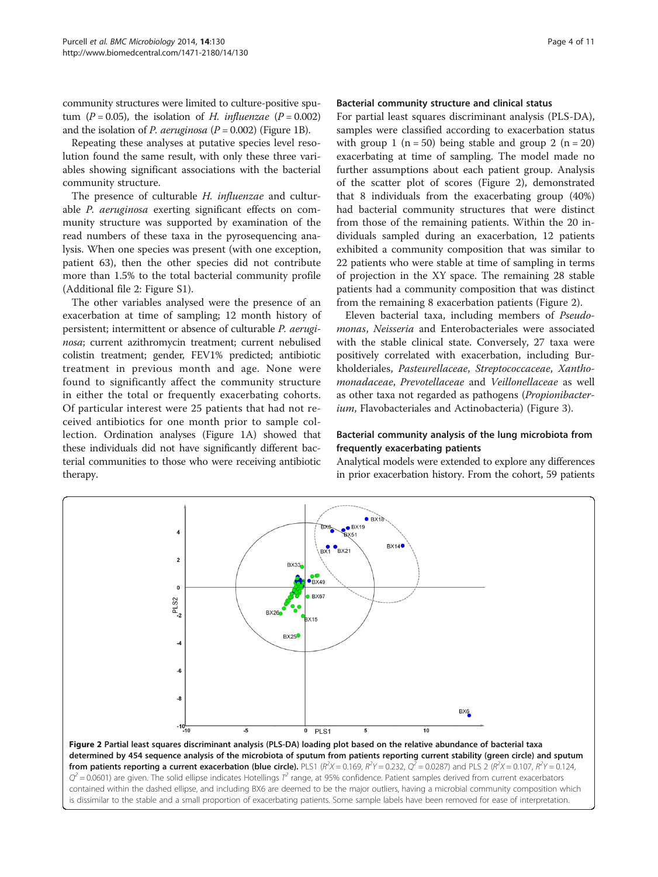community structures were limited to culture-positive sputum ($P = 0.05$), the isolation of *H. influenzae* ($P = 0.002$) and the isolation of *P. aeruginosa* ($P = 0.002$) (Figure 1B).

Repeating these analyses at putative species level resolution found the same result, with only these three variables showing significant associations with the bacterial community structure.

The presence of culturable *H. influenzae* and culturable *P. aeruginosa* exerting significant effects on community structure was supported by examination of the read numbers of these taxa in the pyrosequencing analysis. When one species was present (with one exception, patient 63), then the other species did not contribute more than 1.5% to the total bacterial community profile (Additional file 2: Figure S1).

The other variables analysed were the presence of an exacerbation at time of sampling; 12 month history of persistent; intermittent or absence of culturable *P. aeruginosa*; current azithromycin treatment; current nebulised colistin treatment; gender, FEV1% predicted; antibiotic treatment in previous month and age. None were found to significantly affect the community structure in either the total or frequently exacerbating cohorts. Of particular interest were 25 patients that had not received antibiotics for one month prior to sample collection. Ordination analyses (Figure 1A) showed that these individuals did not have significantly different bacterial communities to those who were receiving antibiotic therapy.

### Bacterial community structure and clinical status

For partial least squares discriminant analysis (PLS-DA), samples were classified according to exacerbation status with group 1 (n = 50) being stable and group 2 (n = 20) exacerbating at time of sampling. The model made no further assumptions about each patient group. Analysis of the scatter plot of scores (Figure 2), demonstrated that 8 individuals from the exacerbating group (40%) had bacterial community structures that were distinct from those of the remaining patients. Within the 20 individuals sampled during an exacerbation, 12 patients exhibited a community composition that was similar to 22 patients who were stable at time of sampling in terms of projection in the XY space. The remaining 28 stable patients had a community composition that was distinct from the remaining 8 exacerbation patients (Figure 2).

Eleven bacterial taxa, including members of *Pseudomonas*, *Neisseria* and Enterobacteriales were associated with the stable clinical state. Conversely, 27 taxa were positively correlated with exacerbation, including Burkholderiales, *Pasteurellaceae*, *Streptococcaceae*, *Xanthomonadaceae*, *Prevotellaceae* and *Veillonellaceae* as well as other taxa not regarded as pathogens (*Propionibacterium*, Flavobacteriales and Actinobacteria) (Figure 3).

### Bacterial community analysis of the lung microbiota from frequently exacerbating patients

Analytical models were extended to explore any differences in prior exacerbation history. From the cohort, 59 patients

**Figure 2 Partial least squares discriminant analysis (PLS-DA) loading plot based on the relative abundance of bacterial taxa determined by 454 sequence analysis of the microbiota of sputum from patients reporting current stability (green circle) and sputum from patients reporting a current exacerbation (blue circle).** PLS1 ($R^2X = 0.169$, $R^2Y = 0.232$, $Q^2 = 0.0287$) and PLS 2 ($R^2X = 0.107$, $R^2Y = 0.124$, $Q^2 = 0.0601$) are given. The solid ellipse indicates Hotellings $T^2$ range, at 95% confidence. Patient samples derived from current exacerbators contained within the dashed ellipse, and including BX6 are deemed to be the major outliers, having a microbial community composition which is dissimilar to the stable and a small proportion of exacerbating patients. Some sample labels have been removed for ease of interpretation.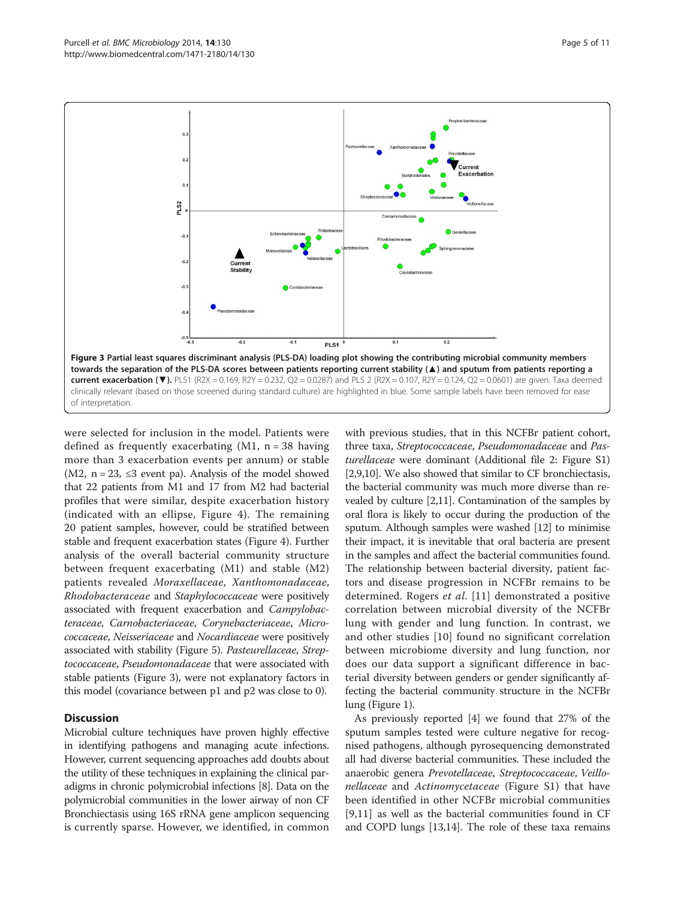**Figure 3 Partial least squares discriminant analysis (PLS-DA) loading plot showing the contributing microbial community members towards the separation of the PLS-DA scores between patients reporting current stability (▲) and sputum from patients reporting a current exacerbation (▼).** PLS1 (R2X = 0.169, R2Y = 0.232, Q2 = 0.0287) and PLS 2 (R2X = 0.107, R2Y = 0.124, Q2 = 0.0601) are given. Taxa deemed clinically relevant (based on those screened during standard culture) are highlighted in blue. Some sample labels have been removed for ease of interpretation.

were selected for inclusion in the model. Patients were defined as frequently exacerbating (M1, n = 38 having more than 3 exacerbation events per annum) or stable (M2, n = 23, ≤3 event pa). Analysis of the model showed that 22 patients from M1 and 17 from M2 had bacterial profiles that were similar, despite exacerbation history (indicated with an ellipse, Figure 4). The remaining 20 patient samples, however, could be stratified between stable and frequent exacerbation states (Figure 4). Further analysis of the overall bacterial community structure between frequent exacerbating (M1) and stable (M2) patients revealed *Moraxellaceae*, *Xanthomonadaceae*, *Rhodobacteraceae* and *Staphylococcaceae* were positively associated with frequent exacerbation and *Campylobacteraceae*, *Carnobacteriaceae*, *Corynebacteriaceae*, *Micrococcaceae*, *Neisseriaceae* and *Nocardiaceae* were positively associated with stability (Figure 5). *Pasteurellaceae*, *Streptococcaceae*, *Pseudomonadaceae* that were associated with stable patients (Figure 3), were not explanatory factors in this model (covariance between p1 and p2 was close to 0).

## Discussion

Microbial culture techniques have proven highly effective in identifying pathogens and managing acute infections. However, current sequencing approaches add doubts about the utility of these techniques in explaining the clinical paradigms in chronic polymicrobial infections [8]. Data on the polymicrobial communities in the lower airway of non CF Bronchiectasis using 16S rRNA gene amplicon sequencing is currently sparse. However, we identified, in common with previous studies, that in this NCFBr patient cohort, three taxa, *Streptococcaceae*, *Pseudomonadaceae* and *Pasturellaceae* were dominant (Additional file 2: Figure S1) [2,9,10]. We also showed that similar to CF bronchiectasis, the bacterial community was much more diverse than revealed by culture [2,11]. Contamination of the samples by oral flora is likely to occur during the production of the sputum. Although samples were washed [12] to minimise their impact, it is inevitable that oral bacteria are present in the samples and affect the bacterial communities found. The relationship between bacterial diversity, patient factors and disease progression in NCFBr remains to be determined. Rogers *et al*. [11] demonstrated a positive correlation between microbial diversity of the NCFBr lung with gender and lung function. In contrast, we and other studies [10] found no significant correlation between microbiome diversity and lung function, nor does our data support a significant difference in bacterial diversity between genders or gender significantly affecting the bacterial community structure in the NCFBr lung (Figure 1).

As previously reported [4] we found that 27% of the sputum samples tested were culture negative for recognised pathogens, although pyrosequencing demonstrated all had diverse bacterial communities. These included the anaerobic genera *Prevotellaceae*, *Streptococcaceae*, *Veillonellaceae* and *Actinomycetaceae* (Figure S1) that have been identified in other NCFBr microbial communities [9,11] as well as the bacterial communities found in CF and COPD lungs [13,14]. The role of these taxa remains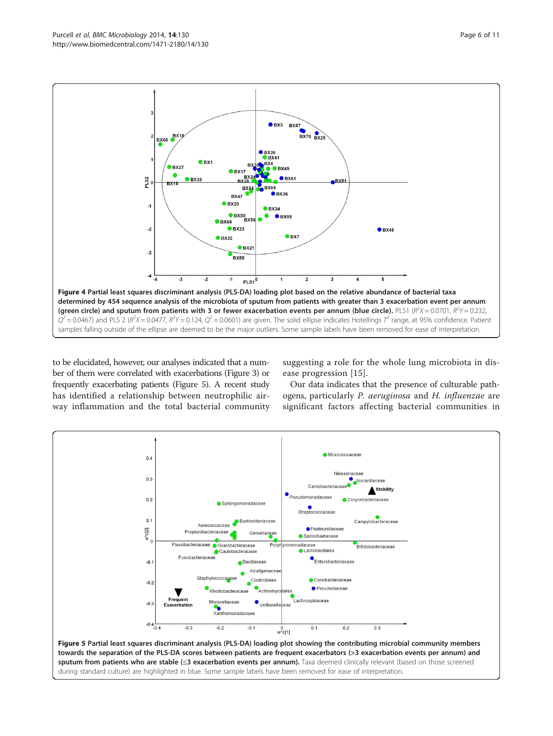**Figure 4 Partial least squares discriminant analysis (PLS-DA) loading plot based on the relative abundance of bacterial taxa determined by 454 sequence analysis of the microbiota of sputum from patients with greater than 3 exacerbation event per annum (green circle) and sputum from patients with 3 or fewer exacerbation events per annum (blue circle).** PLS1 ($R^2X = 0.0701$, $R^2Y = 0.232$, $Q^2 = 0.0467$) and PLS 2 ($R^2X = 0.0477$, $R^2Y = 0.124$, $Q^2 = 0.0601$) are given. The solid ellipse indicates Hotellings $T^2$ range, at 95% confidence. Patient samples falling outside of the ellipse are deemed to be the major outliers. Some sample labels have been removed for ease of interpretation.

to be elucidated, however, our analyses indicated that a number of them were correlated with exacerbations (Figure 3) or frequently exacerbating patients (Figure 5). A recent study has identified a relationship between neutrophilic airway inflammation and the total bacterial community suggesting a role for the whole lung microbiota in disease progression [15].

Our data indicates that the presence of culturable pathogens, particularly *P. aeruginosa* and *H. influenzae* are significant factors affecting bacterial communities in

**Figure 5 Partial least squares discriminant analysis (PLS-DA) loading plot showing the contributing microbial community members towards the separation of the PLS-DA scores between patients are frequent exacerbators (>3 exacerbation events per annum) and sputum from patients who are stable (≤3 exacerbation events per annum).** Taxa deemed clinically relevant (based on those screened during standard culture) are highlighted in blue. Some sample labels have been removed for ease of interpretation.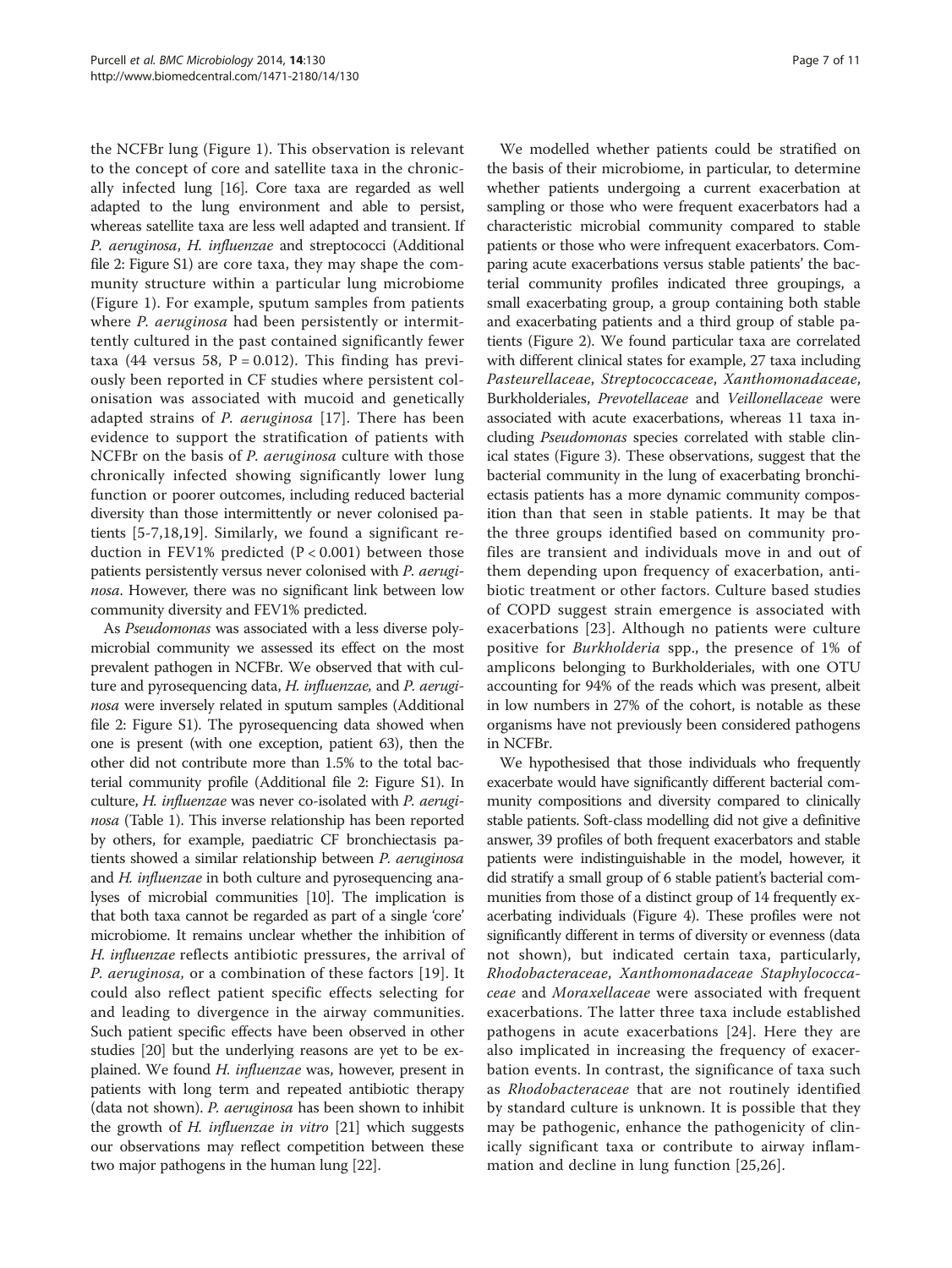the NCFBr lung (Figure 1). This observation is relevant to the concept of core and satellite taxa in the chronically infected lung [16]. Core taxa are regarded as well adapted to the lung environment and able to persist, whereas satellite taxa are less well adapted and transient. If *P. aeruginosa*, *H. influenzae* and streptococci (Additional file 2: Figure S1) are core taxa, they may shape the community structure within a particular lung microbiome (Figure 1). For example, sputum samples from patients where *P. aeruginosa* had been persistently or intermittently cultured in the past contained significantly fewer taxa (44 versus 58, $P = 0.012$). This finding has previously been reported in CF studies where persistent colonisation was associated with mucoid and genetically adapted strains of *P. aeruginosa* [17]. There has been evidence to support the stratification of patients with NCFBr on the basis of *P. aeruginosa* culture with those chronically infected showing significantly lower lung function or poorer outcomes, including reduced bacterial diversity than those intermittently or never colonised patients [5-7,18,19]. Similarly, we found a significant reduction in FEV1% predicted ($P < 0.001$) between those patients persistently versus never colonised with *P. aeruginosa*. However, there was no significant link between low community diversity and FEV1% predicted.

As *Pseudomonas* was associated with a less diverse polymicrobial community we assessed its effect on the most prevalent pathogen in NCFBr. We observed that with culture and pyrosequencing data, *H. influenzae,* and *P. aeruginosa* were inversely related in sputum samples (Additional file 2: Figure S1). The pyrosequencing data showed when one is present (with one exception, patient 63), then the other did not contribute more than 1.5% to the total bacterial community profile (Additional file 2: Figure S1). In culture, *H. influenzae* was never co-isolated with *P. aeruginosa* (Table 1). This inverse relationship has been reported by others, for example, paediatric CF bronchiectasis patients showed a similar relationship between *P. aeruginosa* and *H. influenzae* in both culture and pyrosequencing analyses of microbial communities [10]. The implication is that both taxa cannot be regarded as part of a single 'core' microbiome. It remains unclear whether the inhibition of *H. influenzae* reflects antibiotic pressures, the arrival of *P. aeruginosa,* or a combination of these factors [19]. It could also reflect patient specific effects selecting for and leading to divergence in the airway communities. Such patient specific effects have been observed in other studies [20] but the underlying reasons are yet to be explained. We found *H. influenzae* was, however, present in patients with long term and repeated antibiotic therapy (data not shown). *P. aeruginosa* has been shown to inhibit the growth of *H. influenzae in vitro* [21] which suggests our observations may reflect competition between these two major pathogens in the human lung [22].

We modelled whether patients could be stratified on the basis of their microbiome, in particular, to determine whether patients undergoing a current exacerbation at sampling or those who were frequent exacerbators had a characteristic microbial community compared to stable patients or those who were infrequent exacerbators. Comparing acute exacerbations versus stable patients' the bacterial community profiles indicated three groupings, a small exacerbating group, a group containing both stable and exacerbating patients and a third group of stable patients (Figure 2). We found particular taxa are correlated with different clinical states for example, 27 taxa including *Pasteurellaceae*, *Streptococcaceae*, *Xanthomonadaceae*, Burkholderiales, *Prevotellaceae* and *Veillonellaceae* were associated with acute exacerbations, whereas 11 taxa including *Pseudomonas* species correlated with stable clinical states (Figure 3). These observations, suggest that the bacterial community in the lung of exacerbating bronchiectasis patients has a more dynamic community composition than that seen in stable patients. It may be that the three groups identified based on community profiles are transient and individuals move in and out of them depending upon frequency of exacerbation, antibiotic treatment or other factors. Culture based studies of COPD suggest strain emergence is associated with exacerbations [23]. Although no patients were culture positive for *Burkholderia* spp., the presence of 1% of amplicons belonging to Burkholderiales, with one OTU accounting for 94% of the reads which was present, albeit in low numbers in 27% of the cohort, is notable as these organisms have not previously been considered pathogens in NCFBr.

We hypothesised that those individuals who frequently exacerbate would have significantly different bacterial community compositions and diversity compared to clinically stable patients. Soft-class modelling did not give a definitive answer, 39 profiles of both frequent exacerbators and stable patients were indistinguishable in the model, however, it did stratify a small group of 6 stable patient's bacterial communities from those of a distinct group of 14 frequently exacerbating individuals (Figure 4). These profiles were not significantly different in terms of diversity or evenness (data not shown), but indicated certain taxa, particularly, *Rhodobacteraceae*, *Xanthomonadaceae Staphylococcaceae* and *Moraxellaceae* were associated with frequent exacerbations. The latter three taxa include established pathogens in acute exacerbations [24]. Here they are also implicated in increasing the frequency of exacerbation events. In contrast, the significance of taxa such as *Rhodobacteraceae* that are not routinely identified by standard culture is unknown. It is possible that they may be pathogenic, enhance the pathogenicity of clinically significant taxa or contribute to airway inflammation and decline in lung function [25,26].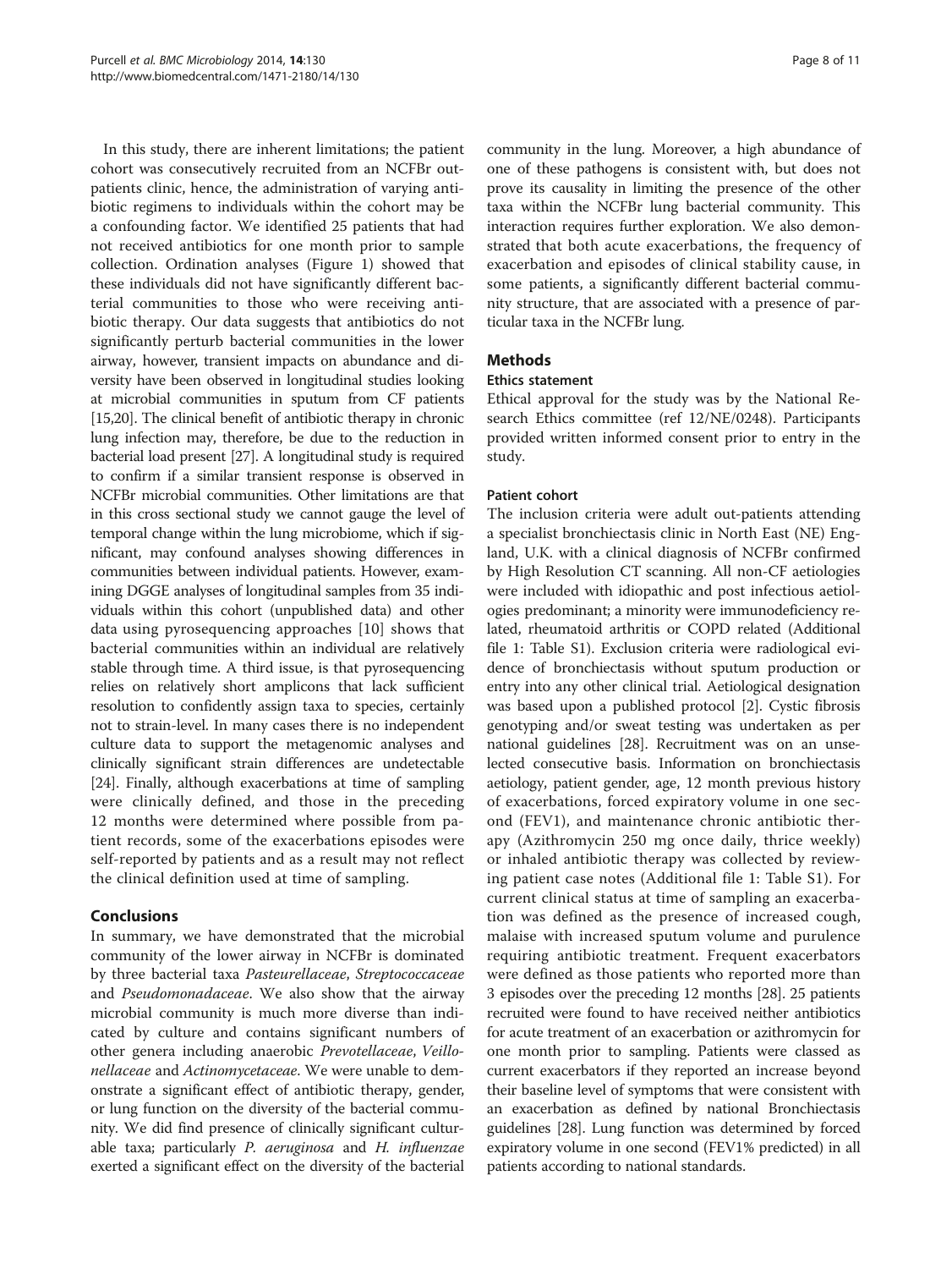In this study, there are inherent limitations; the patient cohort was consecutively recruited from an NCFBr outpatients clinic, hence, the administration of varying antibiotic regimens to individuals within the cohort may be a confounding factor. We identified 25 patients that had not received antibiotics for one month prior to sample collection. Ordination analyses (Figure 1) showed that these individuals did not have significantly different bacterial communities to those who were receiving antibiotic therapy. Our data suggests that antibiotics do not significantly perturb bacterial communities in the lower airway, however, transient impacts on abundance and diversity have been observed in longitudinal studies looking at microbial communities in sputum from CF patients [15,20]. The clinical benefit of antibiotic therapy in chronic lung infection may, therefore, be due to the reduction in bacterial load present [27]. A longitudinal study is required to confirm if a similar transient response is observed in NCFBr microbial communities. Other limitations are that in this cross sectional study we cannot gauge the level of temporal change within the lung microbiome, which if significant, may confound analyses showing differences in communities between individual patients. However, examining DGGE analyses of longitudinal samples from 35 individuals within this cohort (unpublished data) and other data using pyrosequencing approaches [10] shows that bacterial communities within an individual are relatively stable through time. A third issue, is that pyrosequencing relies on relatively short amplicons that lack sufficient resolution to confidently assign taxa to species, certainly not to strain-level. In many cases there is no independent culture data to support the metagenomic analyses and clinically significant strain differences are undetectable [24]. Finally, although exacerbations at time of sampling were clinically defined, and those in the preceding 12 months were determined where possible from patient records, some of the exacerbations episodes were self-reported by patients and as a result may not reflect the clinical definition used at time of sampling.

## Conclusions

In summary, we have demonstrated that the microbial community of the lower airway in NCFBr is dominated by three bacterial taxa *Pasteurellaceae*, *Streptococcaceae* and *Pseudomonadaceae*. We also show that the airway microbial community is much more diverse than indicated by culture and contains significant numbers of other genera including anaerobic *Prevotellaceae*, *Veillonellaceae* and *Actinomycetaceae*. We were unable to demonstrate a significant effect of antibiotic therapy, gender, or lung function on the diversity of the bacterial community. We did find presence of clinically significant culturable taxa; particularly *P. aeruginosa* and *H. influenzae* exerted a significant effect on the diversity of the bacterial community in the lung. Moreover, a high abundance of one of these pathogens is consistent with, but does not prove its causality in limiting the presence of the other taxa within the NCFBr lung bacterial community. This interaction requires further exploration. We also demonstrated that both acute exacerbations, the frequency of exacerbation and episodes of clinical stability cause, in some patients, a significantly different bacterial community structure, that are associated with a presence of particular taxa in the NCFBr lung.

## Methods

### Ethics statement

Ethical approval for the study was by the National Research Ethics committee (ref 12/NE/0248). Participants provided written informed consent prior to entry in the study.

### Patient cohort

The inclusion criteria were adult out-patients attending a specialist bronchiectasis clinic in North East (NE) England, U.K. with a clinical diagnosis of NCFBr confirmed by High Resolution CT scanning. All non-CF aetiologies were included with idiopathic and post infectious aetiologies predominant; a minority were immunodeficiency related, rheumatoid arthritis or COPD related (Additional file 1: Table S1). Exclusion criteria were radiological evidence of bronchiectasis without sputum production or entry into any other clinical trial. Aetiological designation was based upon a published protocol [2]. Cystic fibrosis genotyping and/or sweat testing was undertaken as per national guidelines [28]. Recruitment was on an unselected consecutive basis. Information on bronchiectasis aetiology, patient gender, age, 12 month previous history of exacerbations, forced expiratory volume in one second (FEV1), and maintenance chronic antibiotic therapy (Azithromycin 250 mg once daily, thrice weekly) or inhaled antibiotic therapy was collected by reviewing patient case notes (Additional file 1: Table S1). For current clinical status at time of sampling an exacerbation was defined as the presence of increased cough, malaise with increased sputum volume and purulence requiring antibiotic treatment. Frequent exacerbators were defined as those patients who reported more than 3 episodes over the preceding 12 months [28]. 25 patients recruited were found to have received neither antibiotics for acute treatment of an exacerbation or azithromycin for one month prior to sampling. Patients were classed as current exacerbators if they reported an increase beyond their baseline level of symptoms that were consistent with an exacerbation as defined by national Bronchiectasis guidelines [28]. Lung function was determined by forced expiratory volume in one second (FEV1% predicted) in all patients according to national standards.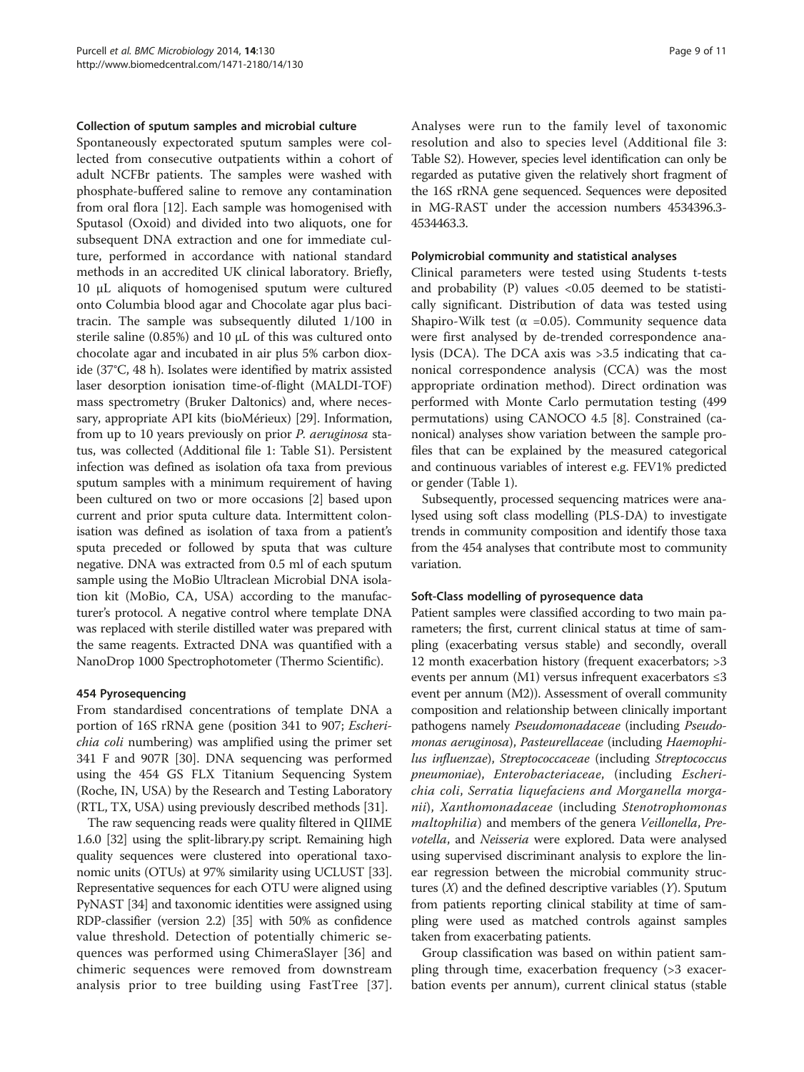#### Collection of sputum samples and microbial culture

Spontaneously expectorated sputum samples were collected from consecutive outpatients within a cohort of adult NCFBr patients. The samples were washed with phosphate-buffered saline to remove any contamination from oral flora [12]. Each sample was homogenised with Sputasol (Oxoid) and divided into two aliquots, one for subsequent DNA extraction and one for immediate culture, performed in accordance with national standard methods in an accredited UK clinical laboratory. Briefly, 10 μL aliquots of homogenised sputum were cultured onto Columbia blood agar and Chocolate agar plus bacitracin. The sample was subsequently diluted 1/100 in sterile saline (0.85%) and 10 μL of this was cultured onto chocolate agar and incubated in air plus 5% carbon dioxide (37°C, 48 h). Isolates were identified by matrix assisted laser desorption ionisation time-of-flight (MALDI-TOF) mass spectrometry (Bruker Daltonics) and, where necessary, appropriate API kits (bioMérieux) [29]. Information, from up to 10 years previously on prior *P. aeruginosa* status, was collected (Additional file 1: Table S1). Persistent infection was defined as isolation ofa taxa from previous sputum samples with a minimum requirement of having been cultured on two or more occasions [2] based upon current and prior sputa culture data. Intermittent colonisation was defined as isolation of taxa from a patient's sputa preceded or followed by sputa that was culture negative. DNA was extracted from 0.5 ml of each sputum sample using the MoBio Ultraclean Microbial DNA isolation kit (MoBio, CA, USA) according to the manufacturer's protocol. A negative control where template DNA was replaced with sterile distilled water was prepared with the same reagents. Extracted DNA was quantified with a NanoDrop 1000 Spectrophotometer (Thermo Scientific).

#### 454 Pyrosequencing

From standardised concentrations of template DNA a portion of 16S rRNA gene (position 341 to 907; *Escherichia coli* numbering) was amplified using the primer set 341 F and 907R [30]. DNA sequencing was performed using the 454 GS FLX Titanium Sequencing System (Roche, IN, USA) by the Research and Testing Laboratory (RTL, TX, USA) using previously described methods [31].

The raw sequencing reads were quality filtered in QIIME 1.6.0 [32] using the split-library.py script. Remaining high quality sequences were clustered into operational taxonomic units (OTUs) at 97% similarity using UCLUST [33]. Representative sequences for each OTU were aligned using PyNAST [34] and taxonomic identities were assigned using RDP-classifier (version 2.2) [35] with 50% as confidence value threshold. Detection of potentially chimeric sequences was performed using ChimeraSlayer [36] and chimeric sequences were removed from downstream analysis prior to tree building using FastTree [37]. Analyses were run to the family level of taxonomic resolution and also to species level (Additional file 3: Table S2). However, species level identification can only be regarded as putative given the relatively short fragment of the 16S rRNA gene sequenced. Sequences were deposited in MG-RAST under the accession numbers 4534396.3-4534463.3.

#### Polymicrobial community and statistical analyses

Clinical parameters were tested using Students t-tests and probability (P) values <0.05 deemed to be statistically significant. Distribution of data was tested using Shapiro-Wilk test ($\alpha$ =0.05). Community sequence data were first analysed by de-trended correspondence analysis (DCA). The DCA axis was >3.5 indicating that canonical correspondence analysis (CCA) was the most appropriate ordination method). Direct ordination was performed with Monte Carlo permutation testing (499 permutations) using CANOCO 4.5 [8]. Constrained (canonical) analyses show variation between the sample profiles that can be explained by the measured categorical and continuous variables of interest e.g. FEV1% predicted or gender (Table 1).

Subsequently, processed sequencing matrices were analysed using soft class modelling (PLS-DA) to investigate trends in community composition and identify those taxa from the 454 analyses that contribute most to community variation.

#### Soft-Class modelling of pyrosequence data

Patient samples were classified according to two main parameters; the first, current clinical status at time of sampling (exacerbating versus stable) and secondly, overall 12 month exacerbation history (frequent exacerbators; >3 events per annum (M1) versus infrequent exacerbators ≤3 event per annum (M2)). Assessment of overall community composition and relationship between clinically important pathogens namely *Pseudomonadaceae* (including *Pseudomonas aeruginosa*), *Pasteurellaceae* (including *Haemophilus influenzae*), *Streptococcaceae* (including *Streptococcus pneumoniae*), *Enterobacteriaceae*, (including *Escherichia coli*, *Serratia liquefaciens and Morganella morganii*), *Xanthomonadaceae* (including *Stenotrophomonas maltophilia*) and members of the genera *Veillonella*, *Prevotella*, and *Neisseria* were explored. Data were analysed using supervised discriminant analysis to explore the linear regression between the microbial community structures ($X$) and the defined descriptive variables ($Y$). Sputum from patients reporting clinical stability at time of sampling were used as matched controls against samples taken from exacerbating patients.

Group classification was based on within patient sampling through time, exacerbation frequency (>3 exacerbation events per annum), current clinical status (stable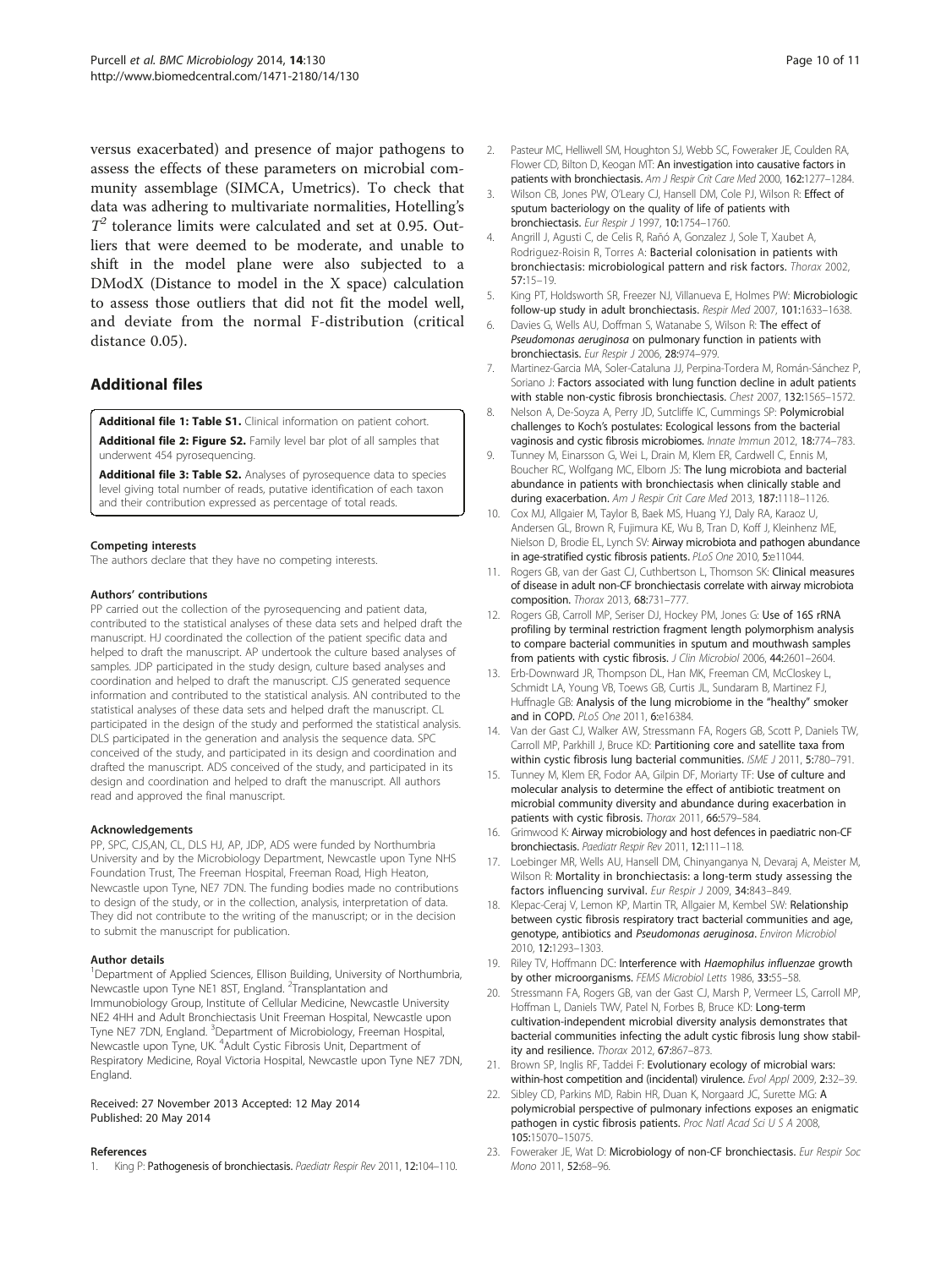versus exacerbated) and presence of major pathogens to assess the effects of these parameters on microbial community assemblage (SIMCA, Umetrics). To check that data was adhering to multivariate normalities, Hotelling's $T^2$ tolerance limits were calculated and set at 0.95. Outliers that were deemed to be moderate, and unable to shift in the model plane were also subjected to a DModX (Distance to model in the X space) calculation to assess those outliers that did not fit the model well, and deviate from the normal F-distribution (critical distance 0.05).

## Additional files

**Additional file 1: Table S1.** Clinical information on patient cohort.

**Additional file 2: Figure S2.** Family level bar plot of all samples that underwent 454 pyrosequencing.

**Additional file 3: Table S2.** Analyses of pyrosequence data to species level giving total number of reads, putative identification of each taxon and their contribution expressed as percentage of total reads.

#### Competing interests

The authors declare that they have no competing interests.

#### Authors' contributions

PP carried out the collection of the pyrosequencing and patient data, contributed to the statistical analyses of these data sets and helped draft the manuscript. HJ coordinated the collection of the patient specific data and helped to draft the manuscript. AP undertook the culture based analyses of samples. JDP participated in the study design, culture based analyses and coordination and helped to draft the manuscript. CJS generated sequence information and contributed to the statistical analysis. AN contributed to the statistical analyses of these data sets and helped draft the manuscript. CL participated in the design of the study and performed the statistical analysis. DLS participated in the generation and analysis the sequence data. SPC conceived of the study, and participated in its design and coordination and drafted the manuscript. ADS conceived of the study, and participated in its design and coordination and helped to draft the manuscript. All authors read and approved the final manuscript.

#### Acknowledgements

PP, SPC, CJS,AN, CL, DLS HJ, AP, JDP, ADS were funded by Northumbria University and by the Microbiology Department, Newcastle upon Tyne NHS Foundation Trust, The Freeman Hospital, Freeman Road, High Heaton, Newcastle upon Tyne, NE7 7DN. The funding bodies made no contributions to design of the study, or in the collection, analysis, interpretation of data. They did not contribute to the writing of the manuscript; or in the decision to submit the manuscript for publication.

#### Author details

[1]Department of Applied Sciences, Ellison Building, University of Northumbria, Newcastle upon Tyne NE1 8ST, England. [2]Transplantation and Immunobiology Group, Institute of Cellular Medicine, Newcastle University NE2 4HH and Adult Bronchiectasis Unit Freeman Hospital, Newcastle upon Tyne NE7 7DN, England. [3]Department of Microbiology, Freeman Hospital, Newcastle upon Tyne, UK. [4]Adult Cystic Fibrosis Unit, Department of Respiratory Medicine, Royal Victoria Hospital, Newcastle upon Tyne NE7 7DN, England.

Received: 27 November 2013 Accepted: 12 May 2014
Published: 20 May 2014

#### References

1. King P: **Pathogenesis of bronchiectasis.** *Paediatr Respir Rev* 2011, **12:**104–110.
2. Pasteur MC, Helliwell SM, Houghton SJ, Webb SC, Foweraker JE, Coulden RA, Flower CD, Bilton D, Keogan MT: **An investigation into causative factors in patients with bronchiectasis.** *Am J Respir Crit Care Med* 2000, **162:**1277–1284.
3. Wilson CB, Jones PW, O'Leary CJ, Hansell DM, Cole PJ, Wilson R: **Effect of sputum bacteriology on the quality of life of patients with bronchiectasis.** *Eur Respir J* 1997, **10:**1754–1760.
4. Angrill J, Agusti C, de Celis R, Rañó A, Gonzalez J, Sole T, Xaubet A, Rodriguez-Roisin R, Torres A: **Bacterial colonisation in patients with bronchiectasis: microbiological pattern and risk factors.** *Thorax* 2002, **57:**15–19.
5. King PT, Holdsworth SR, Freezer NJ, Villanueva E, Holmes PW: **Microbiologic follow-up study in adult bronchiectasis.** *Respir Med* 2007, **101:**1633–1638.
6. Davies G, Wells AU, Doffman S, Watanabe S, Wilson R: **The effect of *Pseudomonas aeruginosa* on pulmonary function in patients with bronchiectasis.** *Eur Respir J* 2006, **28:**974–979.
7. Martinez-Garcia MA, Soler-Cataluna JJ, Perpina-Tordera M, Román-Sánchez P, Soriano J: **Factors associated with lung function decline in adult patients with stable non-cystic fibrosis bronchiectasis.** *Chest* 2007, **132:**1565–1572.
8. Nelson A, De-Soyza A, Perry JD, Sutcliffe IC, Cummings SP: **Polymicrobial challenges to Koch's postulates: Ecological lessons from the bacterial vaginosis and cystic fibrosis microbiomes.** *Innate Immun* 2012, **18:**774–783.
9. Tunney M, Einarsson G, Wei L, Drain M, Klem ER, Cardwell C, Ennis M, Boucher RC, Wolfgang MC, Elborn JS: **The lung microbiota and bacterial abundance in patients with bronchiectasis when clinically stable and during exacerbation.** *Am J Respir Crit Care Med* 2013, **187:**1118–1126.
10. Cox MJ, Allgaier M, Taylor B, Baek MS, Huang YJ, Daly RA, Karaoz U, Andersen GL, Brown R, Fujimura KE, Wu B, Tran D, Koff J, Kleinhenz ME, Nielson D, Brodie EL, Lynch SV: **Airway microbiota and pathogen abundance in age-stratified cystic fibrosis patients.** *PLoS One* 2010, **5:**e11044.
11. Rogers GB, van der Gast CJ, Cuthbertson L, Thomson SK: **Clinical measures of disease in adult non-CF bronchiectasis correlate with airway microbiota composition.** *Thorax* 2013, **68:**731–777.
12. Rogers GB, Carroll MP, Seriser DJ, Hockey PM, Jones G: **Use of 16S rRNA profiling by terminal restriction fragment length polymorphism analysis to compare bacterial communities in sputum and mouthwash samples from patients with cystic fibrosis.** *J Clin Microbiol* 2006, **44:**2601–2604.
13. Erb-Downward JR, Thompson DL, Han MK, Freeman CM, McCloskey L, Schmidt LA, Young VB, Toews GB, Curtis JL, Sundaram B, Martinez FJ, Huffnagle GB: **Analysis of the lung microbiome in the "healthy" smoker and in COPD.** *PLoS One* 2011, **6:**e16384.
14. Van der Gast CJ, Walker AW, Stressmann FA, Rogers GB, Scott P, Daniels TW, Carroll MP, Parkhill J, Bruce KD: **Partitioning core and satellite taxa from within cystic fibrosis lung bacterial communities.** *ISME J* 2011, **5:**780–791.
15. Tunney M, Klem ER, Fodor AA, Gilpin DF, Moriarty TF: **Use of culture and molecular analysis to determine the effect of antibiotic treatment on microbial community diversity and abundance during exacerbation in patients with cystic fibrosis.** *Thorax* 2011, **66:**579–584.
16. Grimwood K: **Airway microbiology and host defences in paediatric non-CF bronchiectasis.** *Paediatr Respir Rev* 2011, **12:**111–118.
17. Loebinger MR, Wells AU, Hansell DM, Chinyanganya N, Devaraj A, Meister M, Wilson R: **Mortality in bronchiectasis: a long-term study assessing the factors influencing survival.** *Eur Respir J* 2009, **34:**843–849.
18. Klepac-Ceraj V, Lemon KP, Martin TR, Allgaier M, Kembel SW: **Relationship between cystic fibrosis respiratory tract bacterial communities and age, genotype, antibiotics and *Pseudomonas aeruginosa*.** *Environ Microbiol* 2010, **12:**1293–1303.
19. Riley TV, Hoffmann DC: **Interference with *Haemophilus influenzae* growth by other microorganisms.** *FEMS Microbiol Letts* 1986, **33:**55–58.
20. Stressmann FA, Rogers GB, van der Gast CJ, Marsh P, Vermeer LS, Carroll MP, Hoffman L, Daniels TWV, Patel N, Forbes B, Bruce KD: **Long-term cultivation-independent microbial diversity analysis demonstrates that bacterial communities infecting the adult cystic fibrosis lung show stability and resilience.** *Thorax* 2012, **67:**867–873.
21. Brown SP, Inglis RF, Taddei F: **Evolutionary ecology of microbial wars: within-host competition and (incidental) virulence.** *Evol Appl* 2009, **2:**32–39.
22. Sibley CD, Parkins MD, Rabin HR, Duan K, Norgaard JC, Surette MG: **A polymicrobial perspective of pulmonary infections exposes an enigmatic pathogen in cystic fibrosis patients.** *Proc Natl Acad Sci U S A* 2008, **105:**15070–15075.
23. Foweraker JE, Wat D: **Microbiology of non-CF bronchiectasis.** *Eur Respir Soc Mono* 2011, **52:**68–96.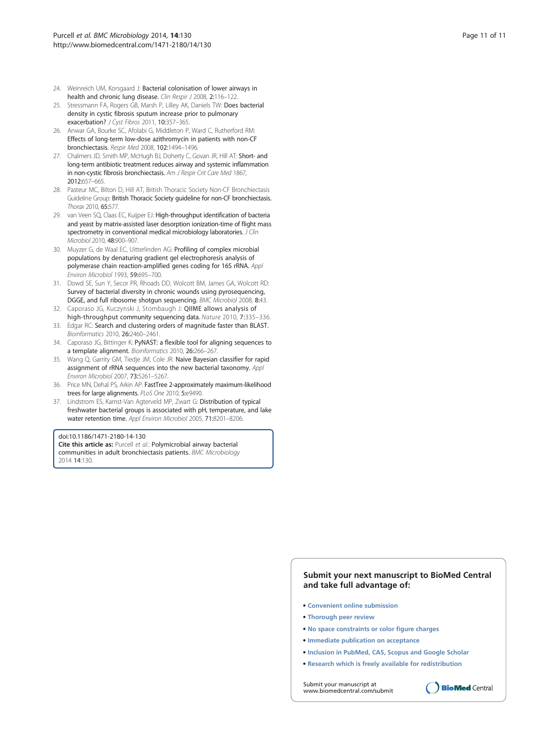24. Weinreich UM, Korsgaard J: Bacterial colonisation of lower airways in health and chronic lung disease. *Clin Respir J* 2008, **2**:116–122.
25. Stressmann FA, Rogers GB, Marsh P, Lilley AK, Daniels TW: Does bacterial density in cystic fibrosis sputum increase prior to pulmonary exacerbation? *J Cyst Fibros* 2011, **10**:357–365.
26. Anwar GA, Bourke SC, Afolabi G, Middleton P, Ward C, Rutherford RM: Effects of long-term low-dose azithromycin in patients with non-CF bronchiectasis. *Respir Med* 2008, **102**:1494–1496.
27. Chalmers JD, Smith MP, McHugh BJ, Doherty C, Govan JR, Hill AT: Short- and long-term antibiotic treatment reduces airway and systemic inflammation in non-cystic fibrosis bronchiectasis. *Am J Respir Crit Care Med* 1867, **2012**:657–665.
28. Pasteur MC, Bilton D, Hill AT, British Thoracic Society Non-CF Bronchiectasis Guideline Group: British Thoracic Society guideline for non-CF bronchiectasis. *Thorax* 2010, **65**:577.
29. van Veen SQ, Claas EC, Kuijper EJ: High-throughput identification of bacteria and yeast by matrix-assisted laser desorption ionization-time of flight mass spectrometry in conventional medical microbiology laboratories. *J Clin Microbiol* 2010, **48**:900–907.
30. Muyzer G, de Waal EC, Uitterlinden AG: Profiling of complex microbial populations by denaturing gradient gel electrophoresis analysis of polymerase chain reaction-amplified genes coding for 16S rRNA. *Appl Environ Microbiol* 1993, **59**:695–700.
31. Dowd SE, Sun Y, Secor PR, Rhoads DD, Wolcott BM, James GA, Wolcott RD: Survey of bacterial diversity in chronic wounds using pyrosequencing, DGGE, and full ribosome shotgun sequencing. *BMC Microbiol* 2008, **8**:43.
32. Caporaso JG, Kuczynski J, Stombaugh J: QIIME allows analysis of high-throughput community sequencing data. *Nature* 2010, **7**:335–336.
33. Edgar RC: Search and clustering orders of magnitude faster than BLAST. *Bioinformatics* 2010, **26**:2460–2461.
34. Caporaso JG, Bittinger K: PyNAST: a flexible tool for aligning sequences to a template alignment. *Bioinformatics* 2010, **26**:266–267.
35. Wang Q, Garrity GM, Tiedje JM, Cole JR: Naive Bayesian classifier for rapid assignment of rRNA sequences into the new bacterial taxonomy. *Appl Environ Microbiol* 2007, **73**:5261–5267.
36. Price MN, Dehal PS, Arkin AP: FastTree 2-approximately maximum-likelihood trees for large alignments. *PLoS One* 2010, **5**:e9490.
37. Lindstrom ES, Kamst-Van Agterveld MP, Zwart G: Distribution of typical freshwater bacterial groups is associated with pH, temperature, and lake water retention time. *Appl Environ Microbiol* 2005, **71**:8201–8206.

doi:10.1186/1471-2180-14-130
**Cite this article as:** Purcell *et al.*: Polymicrobial airway bacterial communities in adult bronchiectasis patients. *BMC Microbiology* 2014 **14**:130.

**Submit your next manuscript to BioMed Central and take full advantage of:**

- Convenient online submission
- Thorough peer review
- No space constraints or color figure charges
- Immediate publication on acceptance
- Inclusion in PubMed, CAS, Scopus and Google Scholar
- Research which is freely available for redistribution

Submit your manuscript at www.biomedcentral.com/submit

BioMed Central